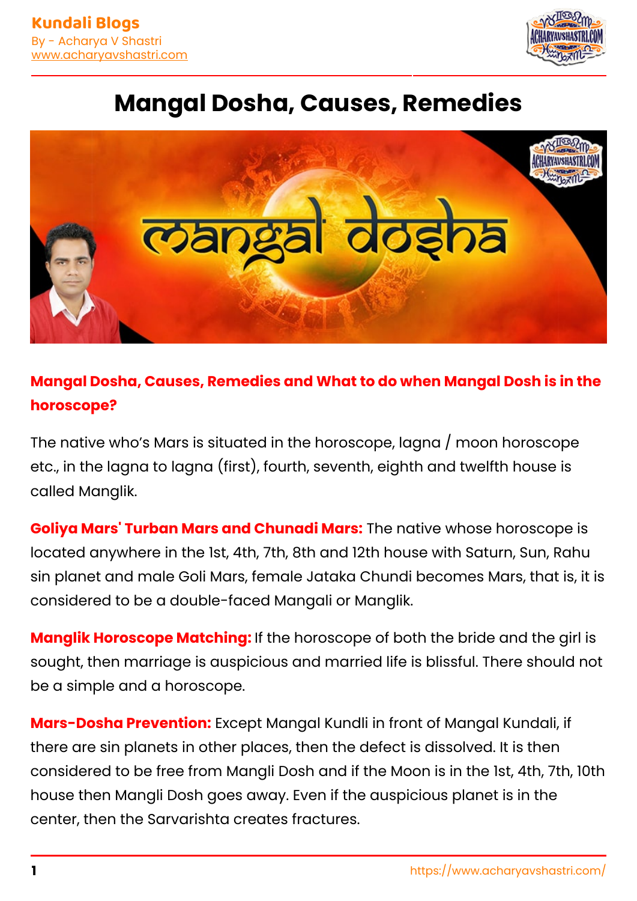# Mangal Dosha, Causes, Remedies

**Mangal Dosha, Causes, Remedies and What to do when Mangal Dosh is in the horoscope?**

The native who's Mars is situated in the horoscope, lagna / moon horoscope etc., in the lagna to lagna (first), fourth, seventh, eighth and twelfth house is called Manglik.

**Goliya Mars' Turban Mars and Chunadi Mars:** The native whose horoscope is located anywhere in the 1st, 4th, 7th, 8th and 12th house with Saturn, Sun, Rahu sin planet and male Goli Mars, female Jataka Chundi becomes Mars, that is, it is considered to be a double-faced Mangali or Manglik.

**Manglik Horoscope Matching:** If the horoscope of both the bride and the girl is sought, then marriage is auspicious and married life is blissful. There should not be a simple and a horoscope.

**Mars-Dosha Prevention:** Except Mangal Kundli in front of Mangal Kundali, if there are sin planets in other places, then the defect is dissolved. It is then considered to be free from Mangli Dosh and if the Moon is in the 1st, 4th, 7th, 10th house then Mangli Dosh goes away. Even if the auspicious planet is in the center, then the Sarvarishta creates fractures.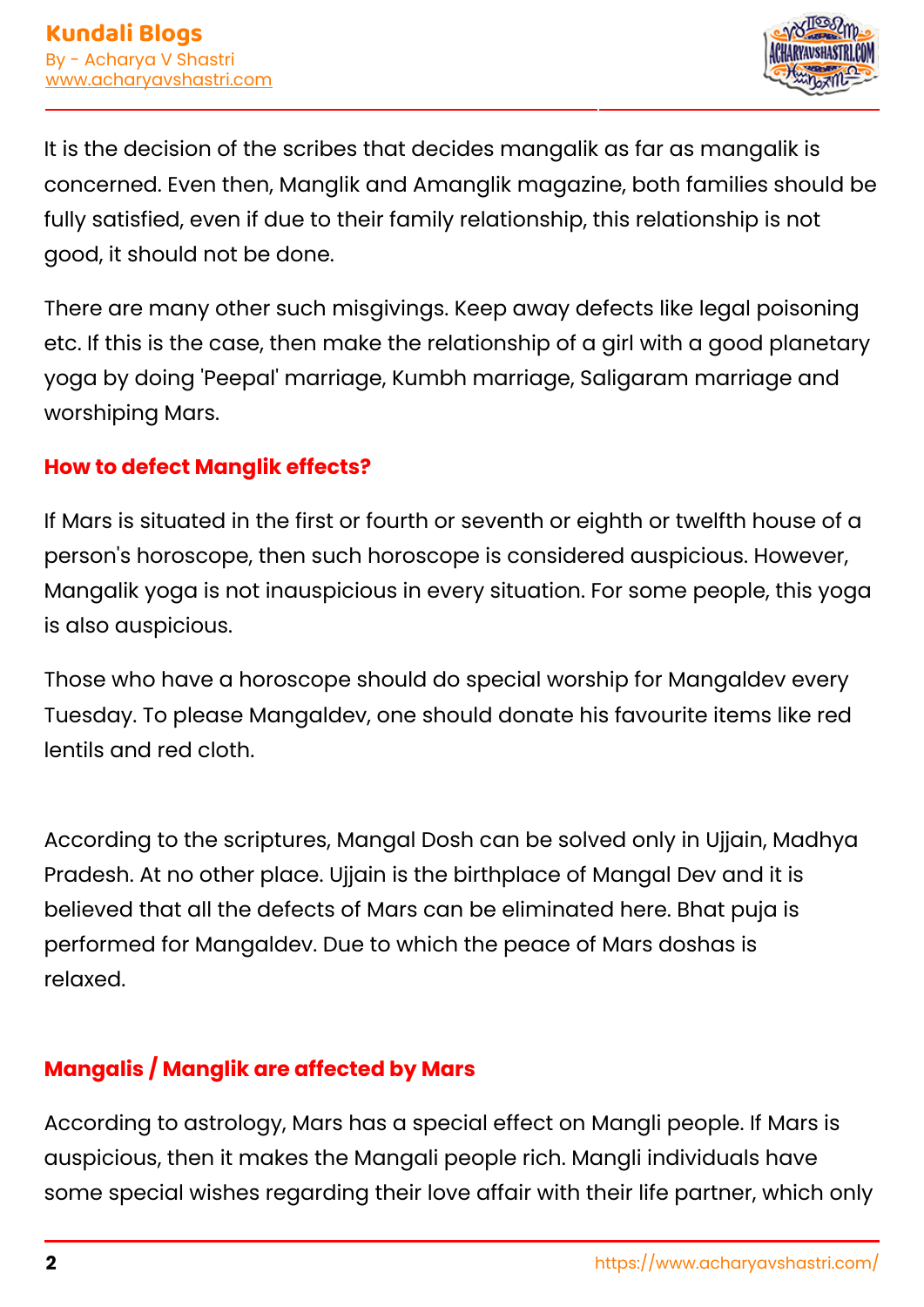It is the decision of the scribes that decides mangalik as far as mangalik is concerned. Even then, Manglik and Amanglik magazine, both families should be fully satisfied, even if due to their family relationship, this relationship is not good, it should not be done.

There are many other such misgivings. Keep away defects like legal poisoning etc. If this is the case, then make the relationship of a girl with a good planetary yoga by doing 'Peepal' marriage, Kumbh marriage, Saligaram marriage and worshiping Mars.

## How to defect Manglik effects?

If Mars is situated in the first or fourth or seventh or eighth or twelfth house of a person's horoscope, then such horoscope is considered auspicious. However, Mangalik yoga is not inauspicious in every situation. For some people, this yoga is also auspicious.

Those who have a horoscope should do special worship for Mangaldev every Tuesday. To please Mangaldev, one should donate his favourite items like red lentils and red cloth.

According to the scriptures, Mangal Dosh can be solved only in Ujjain, Madhya Pradesh. At no other place. Ujjain is the birthplace of Mangal Dev and it is believed that all the defects of Mars can be eliminated here. Bhat puja is performed for Mangaldev. Due to which the peace of Mars doshas is relaxed.

## Mangalis / Manglik are affected by Mars

According to astrology, Mars has a special effect on Mangli people. If Mars is auspicious, then it makes the Mangali people rich. Mangli individuals have some special wishes regarding their love affair with their life partner, which only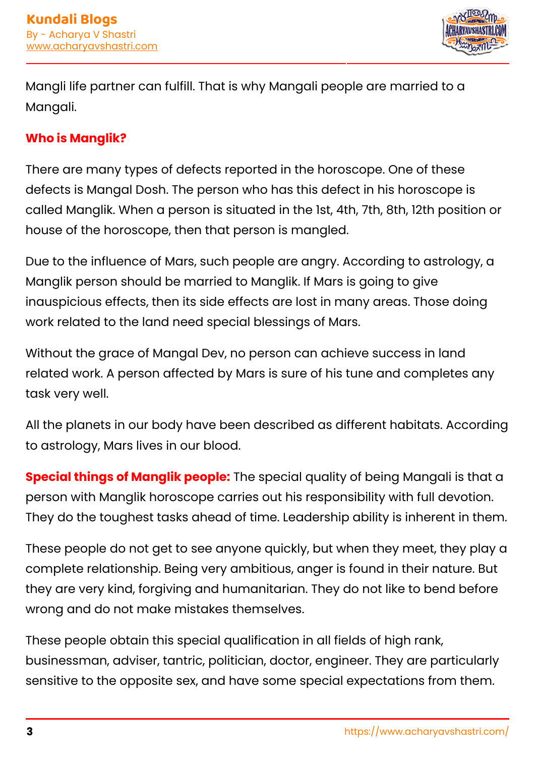Mangli life partner can fulfill. That is why Mangali people are married to a Mangali.

## Who is Manglik?

There are many types of defects reported in the horoscope. One of these defects is Mangal Dosh. The person who has this defect in his horoscope is called Manglik. When a person is situated in the 1st, 4th, 7th, 8th, 12th position or house of the horoscope, then that person is mangled.

Due to the influence of Mars, such people are angry. According to astrology, a Manglik person should be married to Manglik. If Mars is going to give inauspicious effects, then its side effects are lost in many areas. Those doing work related to the land need special blessings of Mars.

Without the grace of Mangal Dev, no person can achieve success in land related work. A person affected by Mars is sure of his tune and completes any task very well.

All the planets in our body have been described as different habitats. According to astrology, Mars lives in our blood.

**Special things of Manglik people:** The special quality of being Mangali is that a person with Manglik horoscope carries out his responsibility with full devotion. They do the toughest tasks ahead of time. Leadership ability is inherent in them.

These people do not get to see anyone quickly, but when they meet, they play a complete relationship. Being very ambitious, anger is found in their nature. But they are very kind, forgiving and humanitarian. They do not like to bend before wrong and do not make mistakes themselves.

These people obtain this special qualification in all fields of high rank, businessman, adviser, tantric, politician, doctor, engineer. They are particularly sensitive to the opposite sex, and have some special expectations from them.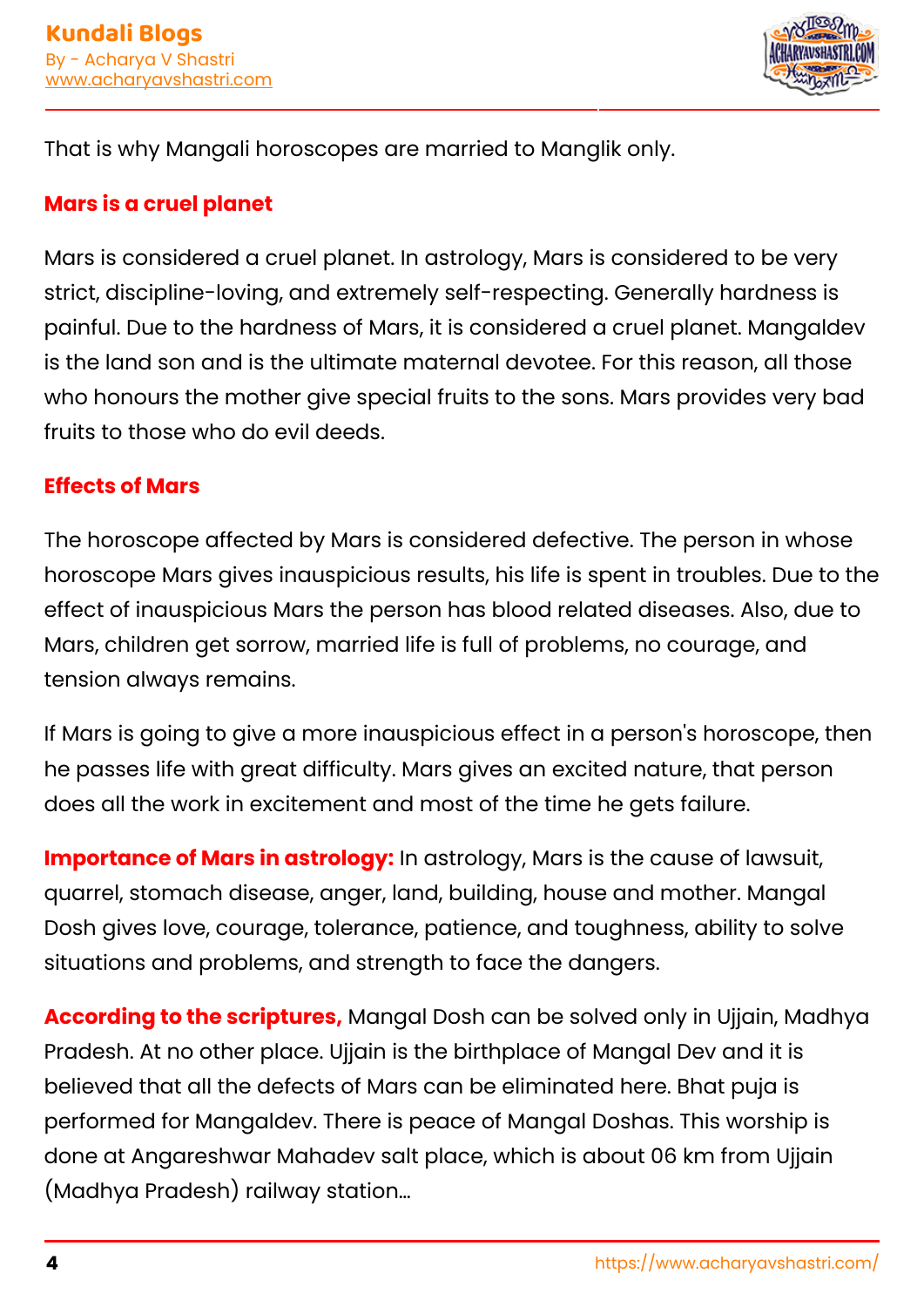That is why Mangali horoscopes are married to Manglik only.

## Mars is a cruel planet

Mars is considered a cruel planet. In astrology, Mars is considered to be very strict, discipline-loving, and extremely self-respecting. Generally hardness is painful. Due to the hardness of Mars, it is considered a cruel planet. Mangaldev is the land son and is the ultimate maternal devotee. For this reason, all those who honours the mother give special fruits to the sons. Mars provides very bad fruits to those who do evil deeds.

## Effects of Mars

The horoscope affected by Mars is considered defective. The person in whose horoscope Mars gives inauspicious results, his life is spent in troubles. Due to the effect of inauspicious Mars the person has blood related diseases. Also, due to Mars, children get sorrow, married life is full of problems, no courage, and tension always remains.

If Mars is going to give a more inauspicious effect in a person's horoscope, then he passes life with great difficulty. Mars gives an excited nature, that person does all the work in excitement and most of the time he gets failure.

**Importance of Mars in astrology:** In astrology, Mars is the cause of lawsuit, quarrel, stomach disease, anger, land, building, house and mother. Mangal Dosh gives love, courage, tolerance, patience, and toughness, ability to solve situations and problems, and strength to face the dangers.

**According to the scriptures,** Mangal Dosh can be solved only in Ujjain, Madhya Pradesh. At no other place. Ujjain is the birthplace of Mangal Dev and it is believed that all the defects of Mars can be eliminated here. Bhat puja is performed for Mangaldev. There is peace of Mangal Doshas. This worship is done at Angareshwar Mahadev salt place, which is about 06 km from Ujjain (Madhya Pradesh) railway station...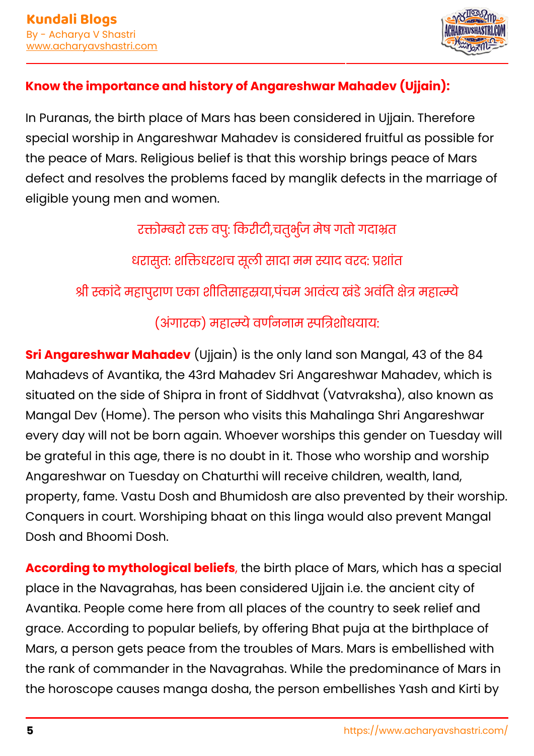## Know the importance and history of Angareshwar Mahadev (Ujjain):

In Puranas, the birth place of Mars has been considered in Ujjain. Therefore special worship in Angareshwar Mahadev is considered fruitful as possible for the peace of Mars. Religious belief is that this worship brings peace of Mars defect and resolves the problems faced by manglik defects in the marriage of eligible young men and women.

रक्तोम्बरो रक्त वपु: किरीटी,चतुर्भुज मेष गतो गदाभ्रत

धरासुत: शक्तिधरशच सूली सादा मम स्याद वरद: प्रशांत

श्री स्कांदे महापुराण एका शीतिसाहस्रया,पंचम आवंत्य खंडे अवंति क्षेत्र महात्म्ये

(अंगारक) महात्म्ये वर्णनिनाम स्पत्रिशोधयाय:

**Sri Angareshwar Mahadev** (Ujjain) is the only land son Mangal, 43 of the 84 Mahadevs of Avantika, the 43rd Mahadev Sri Angareshwar Mahadev, which is situated on the side of Shipra in front of Siddhvat (Vatvraksha), also known as Mangal Dev (Home). The person who visits this Mahalinga Shri Angareshwar every day will not be born again. Whoever worships this gender on Tuesday will be grateful in this age, there is no doubt in it. Those who worship and worship Angareshwar on Tuesday on Chaturthi will receive children, wealth, land, property, fame. Vastu Dosh and Bhumidosh are also prevented by their worship. Conquers in court. Worshiping bhaat on this linga would also prevent Mangal Dosh and Bhoomi Dosh.

**According to mythological beliefs**, the birth place of Mars, which has a special place in the Navagrahas, has been considered Ujjain i.e. the ancient city of Avantika. People come here from all places of the country to seek relief and grace. According to popular beliefs, by offering Bhat puja at the birthplace of Mars, a person gets peace from the troubles of Mars. Mars is embellished with the rank of commander in the Navagrahas. While the predominance of Mars in the horoscope causes manga dosha, the person embellishes Yash and Kirti by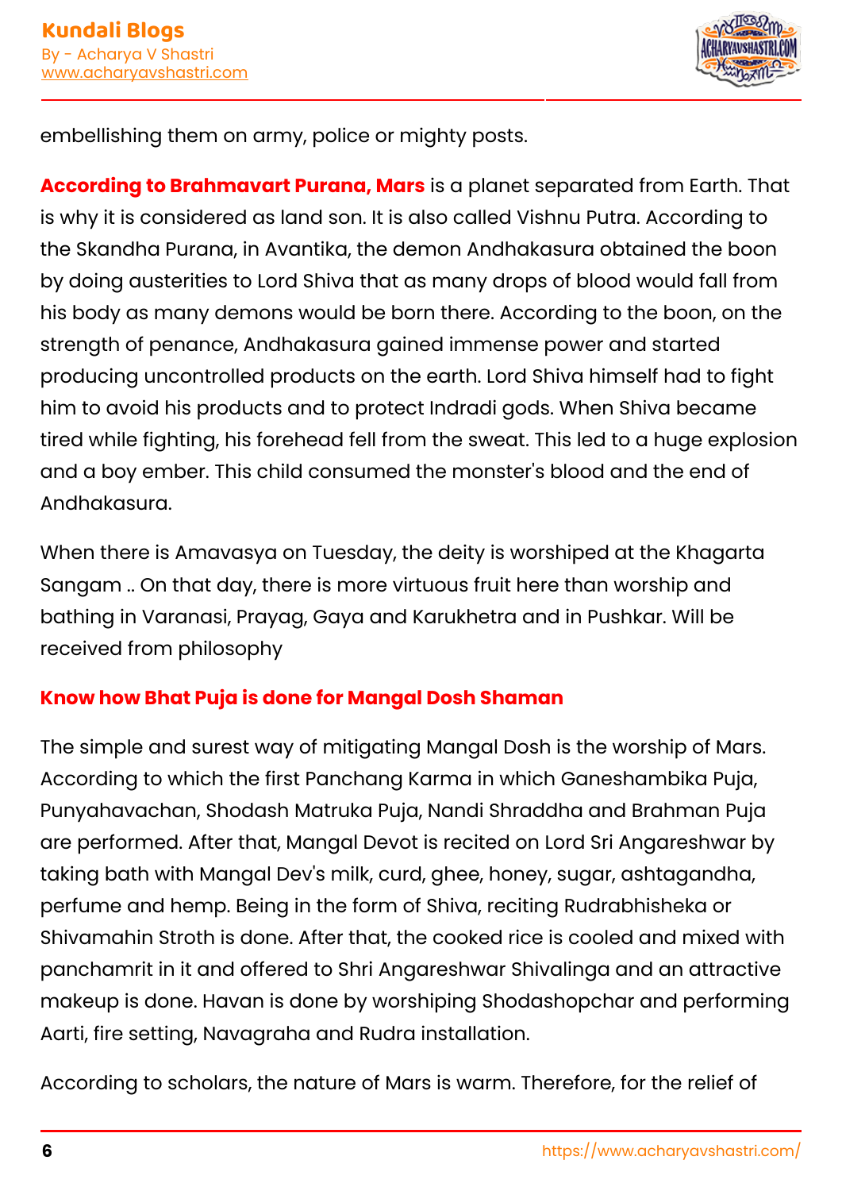embellishing them on army, police or mighty posts.

**According to Brahmavart Purana, Mars** is a planet separated from Earth. That is why it is considered as land son. It is also called Vishnu Putra. According to the Skandha Purana, in Avantika, the demon Andhakasura obtained the boon by doing austerities to Lord Shiva that as many drops of blood would fall from his body as many demons would be born there. According to the boon, on the strength of penance, Andhakasura gained immense power and started producing uncontrolled products on the earth. Lord Shiva himself had to fight him to avoid his products and to protect Indradi gods. When Shiva became tired while fighting, his forehead fell from the sweat. This led to a huge explosion and a boy ember. This child consumed the monster's blood and the end of Andhakasura.

When there is Amavasya on Tuesday, the deity is worshiped at the Khagarta Sangam .. On that day, there is more virtuous fruit here than worship and bathing in Varanasi, Prayag, Gaya and Karukhetra and in Pushkar. Will be received from philosophy

**Know how Bhat Puja is done for Mangal Dosh Shaman**

The simple and surest way of mitigating Mangal Dosh is the worship of Mars. According to which the first Panchang Karma in which Ganeshambika Puja, Punyahavachan, Shodash Matruka Puja, Nandi Shraddha and Brahman Puja are performed. After that, Mangal Devot is recited on Lord Sri Angareshwar by taking bath with Mangal Dev's milk, curd, ghee, honey, sugar, ashtagandha, perfume and hemp. Being in the form of Shiva, reciting Rudrabhisheka or Shivamahin Stroth is done. After that, the cooked rice is cooled and mixed with panchamrit in it and offered to Shri Angareshwar Shivalinga and an attractive makeup is done. Havan is done by worshiping Shodashopchar and performing Aarti, fire setting, Navagraha and Rudra installation.

According to scholars, the nature of Mars is warm. Therefore, for the relief of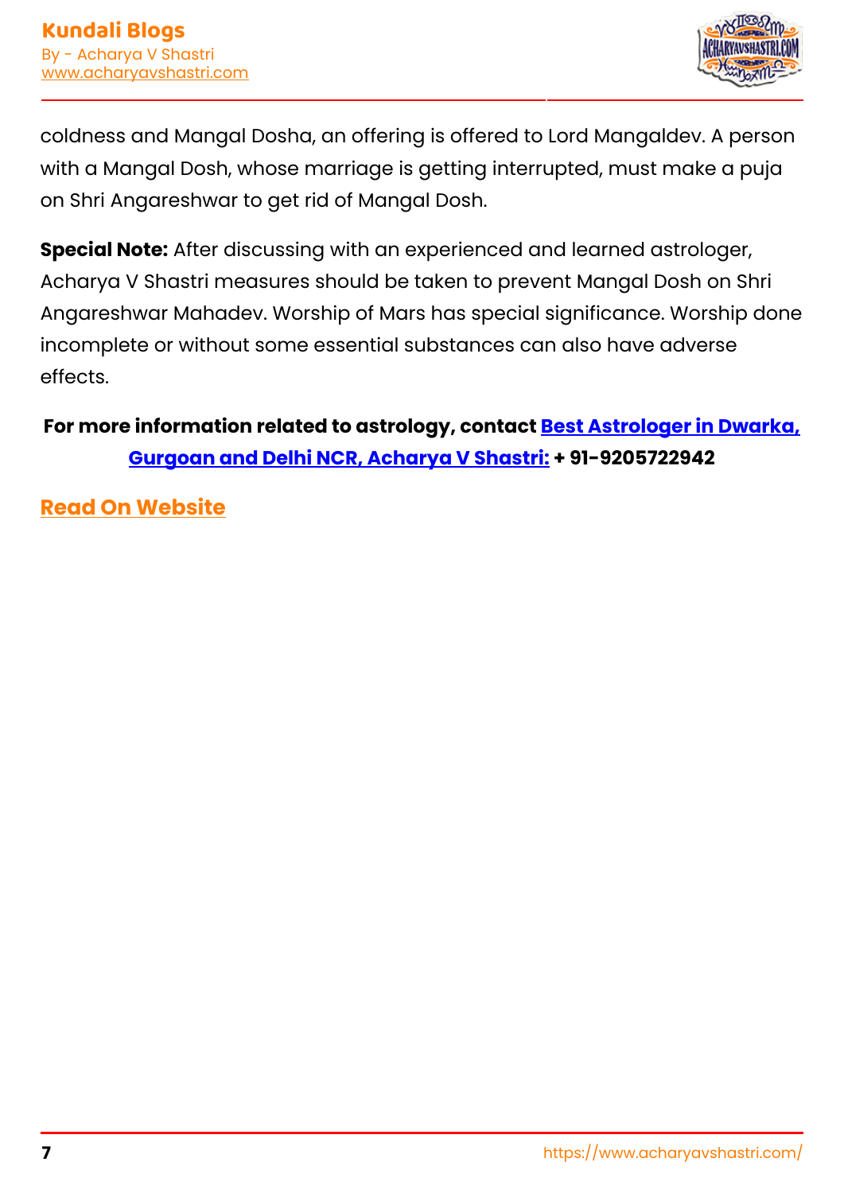coldness and Mangal Dosha, an offering is offered to Lord Mangaldev. A person with a Mangal Dosh, whose marriage is getting interrupted, must make a puja on Shri Angareshwar to get rid of Mangal Dosh.

**Special Note:** After discussing with an experienced and learned astrologer, Acharya V Shastri measures should be taken to prevent Mangal Dosh on Shri Angareshwar Mahadev. Worship of Mars has special significance. Worship done incomplete or without some essential substances can also have adverse effects.

**For more information related to astrology, contact [Best Astrologer in Dwarka, Gurgoan and Delhi NCR, Acharya V Shastri:]() + 91-9205722942**

[**Read On Website**]()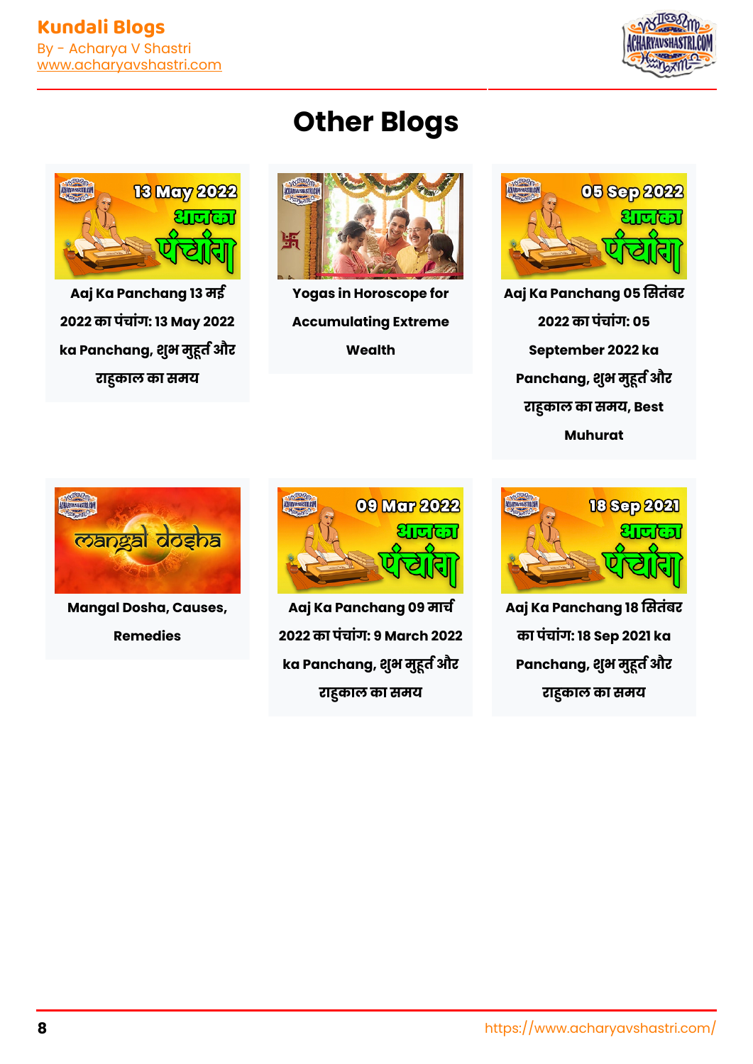# Other Blogs

**Aaj Ka Panchang 13 मई 2022 का पंचांग: 13 May 2022 ka Panchang, शुभ मुहूर्त और राहुकाल का समय**

**Yogas in Horoscope for Accumulating Extreme Wealth**

**Aaj Ka Panchang 05 सितंबर 2022 का पंचांग: 05 September 2022 ka Panchang, शुभ मुहूर्त और राहुकाल का समय, Best Muhurat**

**Mangal Dosha, Causes, Remedies**

**Aaj Ka Panchang 09 मार्च 2022 का पंचांग: 9 March 2022 ka Panchang, शुभ मुहूर्त और राहुकाल का समय**

**Aaj Ka Panchang 18 सितंबर का पंचांग: 18 Sep 2021 ka Panchang, शुभ मुहूर्त और राहुकाल का समय**